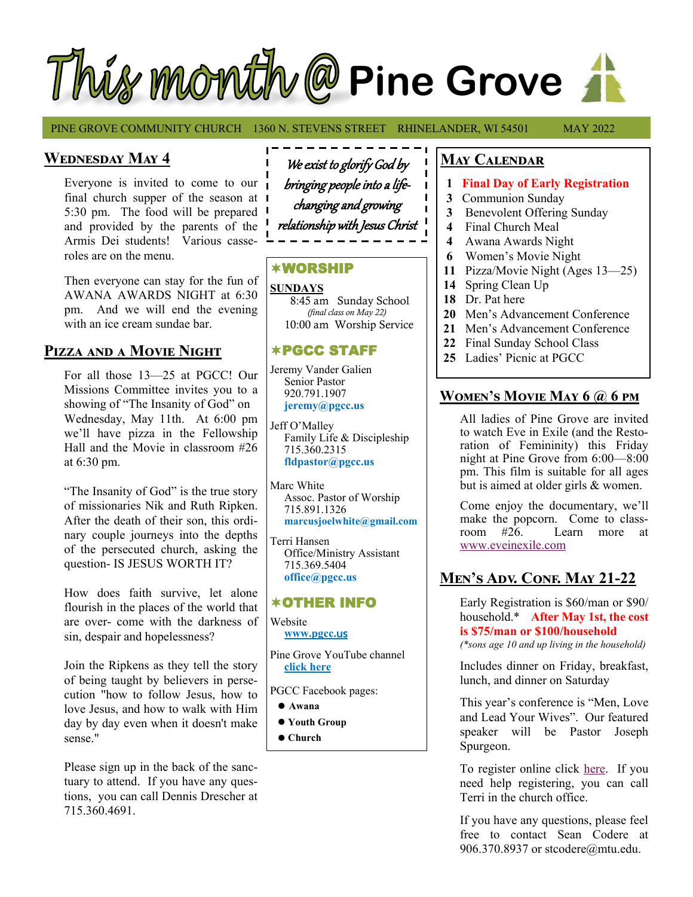# This month @ Pine Grove

PINE GROVE COMMUNITY CHURCH 1360 N. STEVENS STREET RHINELANDER, WI 54501 MAY 2022

## Wednesday May 4

Everyone is invited to come to our final church supper of the season at 5:30 pm. The food will be prepared and provided by the parents of the Armis Dei students! Various casseroles are on the menu.

Then everyone can stay for the fun of AWANA AWARDS NIGHT at 6:30 pm. And we will end the evening with an ice cream sundae bar.

## Pizza and a Movie Night

For all those 13—25 at PGCC! Our Missions Committee invites you to a showing of "The Insanity of God" on Wednesday, May 11th. At 6:00 pm we'll have pizza in the Fellowship Hall and the Movie in classroom #26 at 6:30 pm.

"The Insanity of God" is the true story of missionaries Nik and Ruth Ripken. After the death of their son, this ordinary couple journeys into the depths of the persecuted church, asking the question- IS JESUS WORTH IT?

How does faith survive, let alone flourish in the places of the world that are over- come with the darkness of sin, despair and hopelessness?

Join the Ripkens as they tell the story of being taught by believers in persecution "how to follow Jesus, how to love Jesus, and how to walk with Him day by day even when it doesn't make sense."

Please sign up in the back of the sanctuary to attend. If you have any questions, you can call Dennis Drescher at 715.360.4691.

*We exist to glorify God by bringing people into a life-changing and growing relationship with Jesus Christ*

## ✶WORSHIP

**SUNDAYS**

8:45 am Sunday School
*(final class on May 22)*

10:00 am Worship Service

## ✶PGCC STAFF

Jeremy Vander Galien
Senior Pastor
920.791.1907
**jeremy@pgcc.us**

Jeff O'Malley
Family Life & Discipleship
715.360.2315
**fldpastor@pgcc.us**

Marc White
Assoc. Pastor of Worship
715.891.1326
**marcusjoelwhite@gmail.com**

Terri Hansen
Office/Ministry Assistant
715.369.5404
**office@pgcc.us**

## ✶OTHER INFO

Website
**www.pgcc.us**

Pine Grove YouTube channel
**click here**

PGCC Facebook pages:

- **Awana**
- **Youth Group**
- **Church**

## May Calendar

- **1** **Final Day of Early Registration**
- **3** Communion Sunday
- **3** Benevolent Offering Sunday
- **4** Final Church Meal
- **4** Awana Awards Night
- **6** Women's Movie Night
- **11** Pizza/Movie Night (Ages 13—25)
- **14** Spring Clean Up
- **18** Dr. Pat here
- **20** Men's Advancement Conference
- **21** Men's Advancement Conference
- **22** Final Sunday School Class
- **25** Ladies' Picnic at PGCC

## Women's Movie May 6 @ 6 pm

All ladies of Pine Grove are invited to watch Eve in Exile (and the Restoration of Femininity) this Friday night at Pine Grove from 6:00—8:00 pm. This film is suitable for all ages but is aimed at older girls & women.

Come enjoy the documentary, we'll make the popcorn. Come to classroom #26. Learn more at www.eveinexile.com

## Men's Adv. Conf. May 21-22

Early Registration is $60/man or $90/household.* **After May 1st, the cost is $75/man or $100/household**
*(*sons age 10 and up living in the household)*

Includes dinner on Friday, breakfast, lunch, and dinner on Saturday

This year's conference is "Men, Love and Lead Your Wives". Our featured speaker will be Pastor Joseph Spurgeon.

To register online click here. If you need help registering, you can call Terri in the church office.

If you have any questions, please feel free to contact Sean Codere at 906.370.8937 or stcodere@mtu.edu.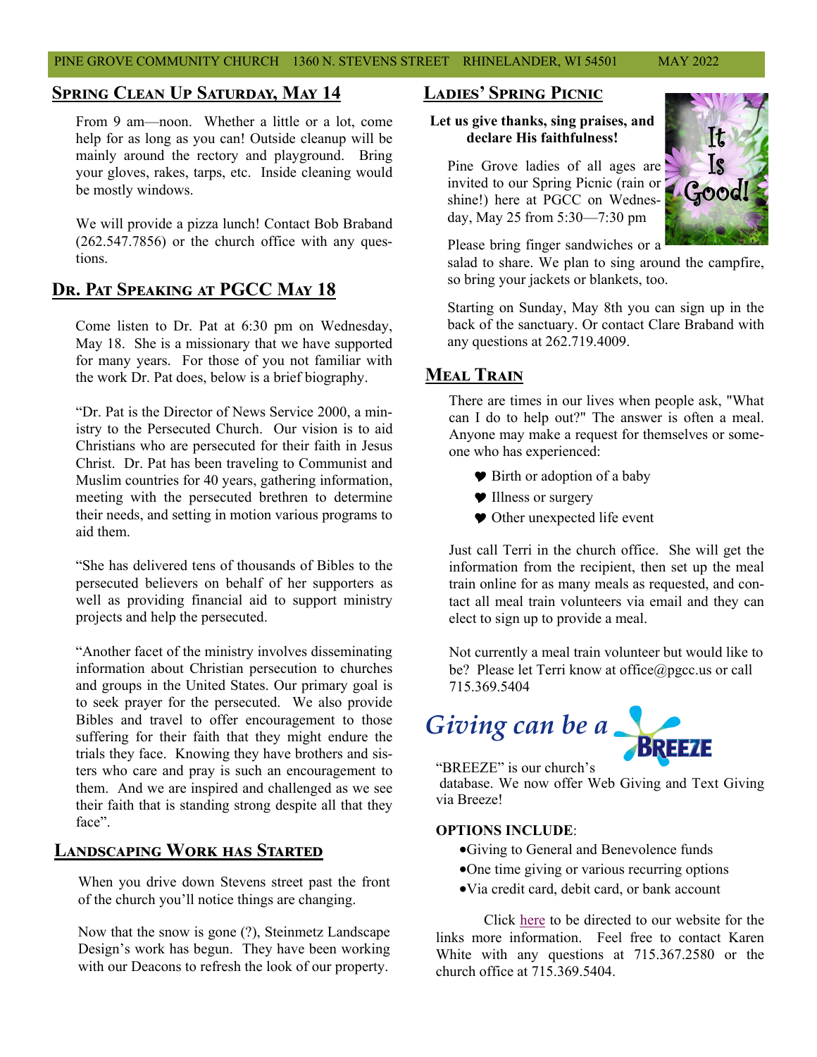## Spring Clean Up Saturday, May 14

From 9 am—noon. Whether a little or a lot, come help for as long as you can! Outside cleanup will be mainly around the rectory and playground. Bring your gloves, rakes, tarps, etc. Inside cleaning would be mostly windows.

We will provide a pizza lunch! Contact Bob Braband (262.547.7856) or the church office with any questions.

## Dr. Pat Speaking at PGCC May 18

Come listen to Dr. Pat at 6:30 pm on Wednesday, May 18. She is a missionary that we have supported for many years. For those of you not familiar with the work Dr. Pat does, below is a brief biography.

"Dr. Pat is the Director of News Service 2000, a ministry to the Persecuted Church. Our vision is to aid Christians who are persecuted for their faith in Jesus Christ. Dr. Pat has been traveling to Communist and Muslim countries for 40 years, gathering information, meeting with the persecuted brethren to determine their needs, and setting in motion various programs to aid them.

"She has delivered tens of thousands of Bibles to the persecuted believers on behalf of her supporters as well as providing financial aid to support ministry projects and help the persecuted.

"Another facet of the ministry involves disseminating information about Christian persecution to churches and groups in the United States. Our primary goal is to seek prayer for the persecuted. We also provide Bibles and travel to offer encouragement to those suffering for their faith that they might endure the trials they face. Knowing they have brothers and sisters who care and pray is such an encouragement to them. And we are inspired and challenged as we see their faith that is standing strong despite all that they face".

## Landscaping Work has Started

When you drive down Stevens street past the front of the church you'll notice things are changing.

Now that the snow is gone (?), Steinmetz Landscape Design's work has begun. They have been working with our Deacons to refresh the look of our property.

## Ladies' Spring Picnic

**Let us give thanks, sing praises, and declare His faithfulness!**

It Is Good!

Pine Grove ladies of all ages are invited to our Spring Picnic (rain or shine!) here at PGCC on Wednesday, May 25 from 5:30—7:30 pm

Please bring finger sandwiches or a salad to share. We plan to sing around the campfire, so bring your jackets or blankets, too.

Starting on Sunday, May 8th you can sign up in the back of the sanctuary. Or contact Clare Braband with any questions at 262.719.4009.

## Meal Train

There are times in our lives when people ask, "What can I do to help out?" The answer is often a meal. Anyone may make a request for themselves or someone who has experienced:

- Birth or adoption of a baby
- Illness or surgery
- Other unexpected life event

Just call Terri in the church office. She will get the information from the recipient, then set up the meal train online for as many meals as requested, and contact all meal train volunteers via email and they can elect to sign up to provide a meal.

Not currently a meal train volunteer but would like to be? Please let Terri know at office@pgcc.us or call 715.369.5404

## *Giving can be a* BREEZE

"BREEZE" is our church's database. We now offer Web Giving and Text Giving via Breeze!

**OPTIONS INCLUDE**:

- Giving to General and Benevolence funds
- One time giving or various recurring options
- Via credit card, debit card, or bank account

Click here to be directed to our website for the links more information. Feel free to contact Karen White with any questions at 715.367.2580 or the church office at 715.369.5404.